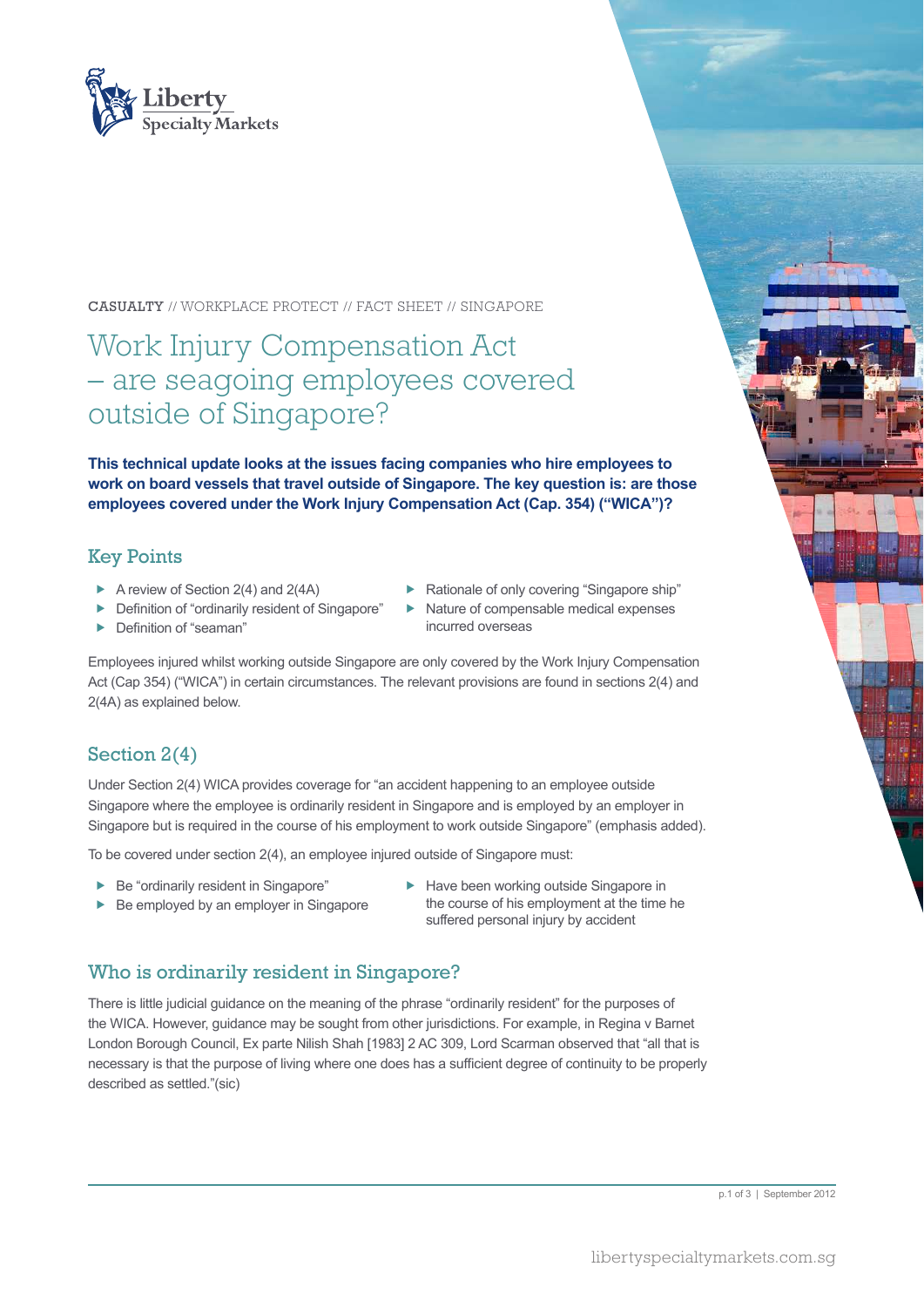CASUALTY // WORKPLACE PROTECT // FACT SHEET // SINGAPORE

# Work Injury Compensation Act – are seagoing employees covered outside of Singapore?

**This technical update looks at the issues facing companies who hire employees to work on board vessels that travel outside of Singapore. The key question is: are those employees covered under the Work Injury Compensation Act (Cap. 354) ("WICA")?**

## Key Points

- A review of Section 2(4) and 2(4A)
- Definition of "ordinarily resident of Singapore"
- Definition of "seaman"
- Rationale of only covering "Singapore ship"
- Nature of compensable medical expenses incurred overseas

Employees injured whilst working outside Singapore are only covered by the Work Injury Compensation Act (Cap 354) ("WICA") in certain circumstances. The relevant provisions are found in sections 2(4) and 2(4A) as explained below.

## Section 2(4)

Under Section 2(4) WICA provides coverage for "an accident happening to an employee outside Singapore where the employee is ordinarily resident in Singapore and is employed by an employer in Singapore but is required in the course of his employment to work outside Singapore" (emphasis added).

To be covered under section 2(4), an employee injured outside of Singapore must:

- Be "ordinarily resident in Singapore"
- Be employed by an employer in Singapore
- Have been working outside Singapore in the course of his employment at the time he suffered personal injury by accident

## Who is ordinarily resident in Singapore?

There is little judicial guidance on the meaning of the phrase "ordinarily resident" for the purposes of the WICA. However, guidance may be sought from other jurisdictions. For example, in Regina v Barnet London Borough Council, Ex parte Nilish Shah [1983] 2 AC 309, Lord Scarman observed that "all that is necessary is that the purpose of living where one does has a sufficient degree of continuity to be properly described as settled."(sic)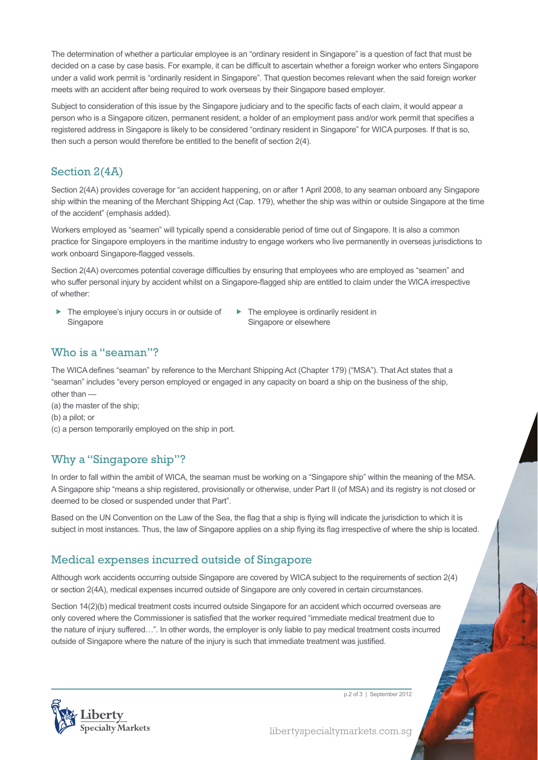The determination of whether a particular employee is an "ordinary resident in Singapore" is a question of fact that must be decided on a case by case basis. For example, it can be difficult to ascertain whether a foreign worker who enters Singapore under a valid work permit is "ordinarily resident in Singapore". That question becomes relevant when the said foreign worker meets with an accident after being required to work overseas by their Singapore based employer.

Subject to consideration of this issue by the Singapore judiciary and to the specific facts of each claim, it would appear a person who is a Singapore citizen, permanent resident, a holder of an employment pass and/or work permit that specifies a registered address in Singapore is likely to be considered "ordinary resident in Singapore" for WICA purposes. If that is so, then such a person would therefore be entitled to the benefit of section 2(4).

## Section 2(4A)

Section 2(4A) provides coverage for "an accident happening, on or after 1 April 2008, to any seaman onboard any Singapore ship within the meaning of the Merchant Shipping Act (Cap. 179), whether the ship was within or outside Singapore at the time of the accident" (emphasis added).

Workers employed as "seamen" will typically spend a considerable period of time out of Singapore. It is also a common practice for Singapore employers in the maritime industry to engage workers who live permanently in overseas jurisdictions to work onboard Singapore-flagged vessels.

Section 2(4A) overcomes potential coverage difficulties by ensuring that employees who are employed as "seamen" and who suffer personal injury by accident whilst on a Singapore-flagged ship are entitled to claim under the WICA irrespective of whether:

- The employee's injury occurs in or outside of Singapore
- The employee is ordinarily resident in Singapore or elsewhere

## Who is a "seaman"?

The WICA defines "seaman" by reference to the Merchant Shipping Act (Chapter 179) ("MSA"). That Act states that a "seaman" includes "every person employed or engaged in any capacity on board a ship on the business of the ship, other than —

(a) the master of the ship;

(b) a pilot; or

(c) a person temporarily employed on the ship in port.

## Why a "Singapore ship"?

In order to fall within the ambit of WICA, the seaman must be working on a "Singapore ship" within the meaning of the MSA. A Singapore ship "means a ship registered, provisionally or otherwise, under Part II (of MSA) and its registry is not closed or deemed to be closed or suspended under that Part".

Based on the UN Convention on the Law of the Sea, the flag that a ship is flying will indicate the jurisdiction to which it is subject in most instances. Thus, the law of Singapore applies on a ship flying its flag irrespective of where the ship is located.

## Medical expenses incurred outside of Singapore

Although work accidents occurring outside Singapore are covered by WICA subject to the requirements of section 2(4) or section 2(4A), medical expenses incurred outside of Singapore are only covered in certain circumstances.

Section 14(2)(b) medical treatment costs incurred outside Singapore for an accident which occurred overseas are only covered where the Commissioner is satisfied that the worker required "immediate medical treatment due to the nature of injury suffered…". In other words, the employer is only liable to pay medical treatment costs incurred outside of Singapore where the nature of the injury is such that immediate treatment was justified.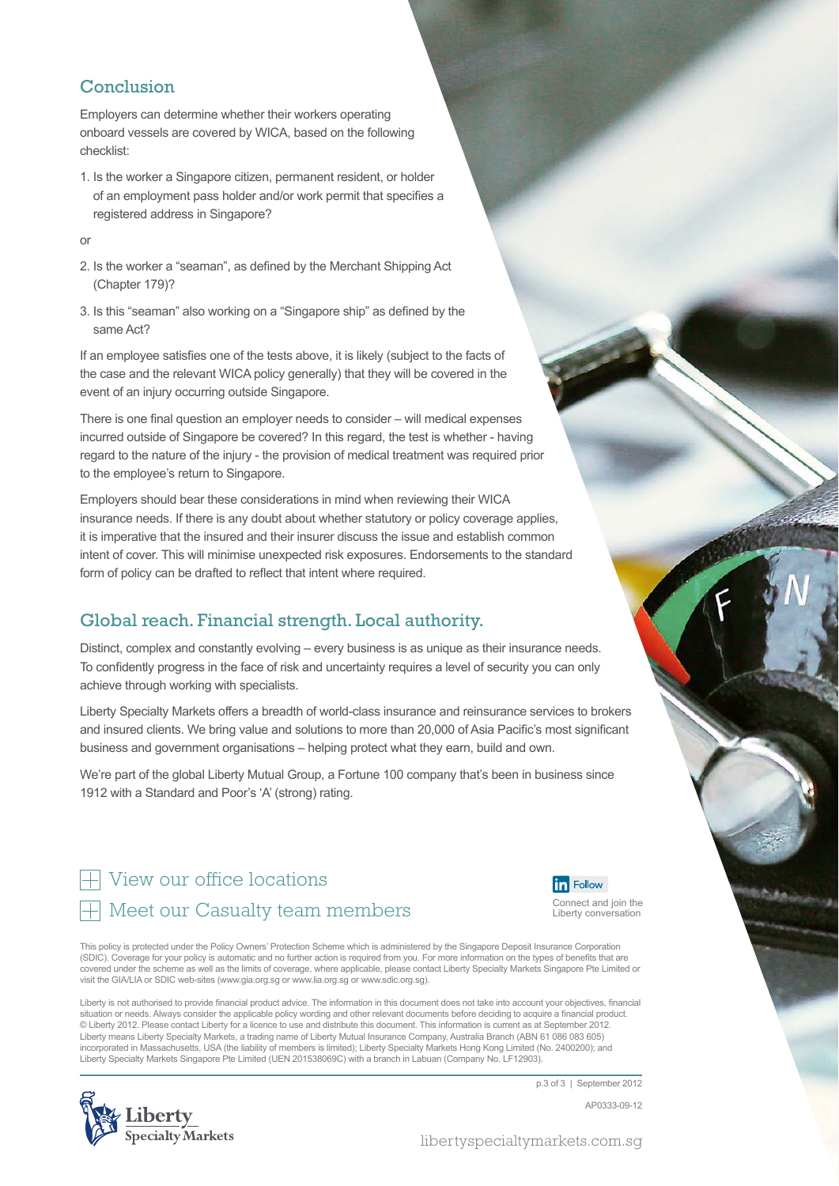## Conclusion

Employers can determine whether their workers operating onboard vessels are covered by WICA, based on the following checklist:

1. Is the worker a Singapore citizen, permanent resident, or holder of an employment pass holder and/or work permit that specifies a registered address in Singapore?

or

2. Is the worker a “seaman”, as defined by the Merchant Shipping Act (Chapter 179)?
3. Is this “seaman” also working on a “Singapore ship” as defined by the same Act?

If an employee satisfies one of the tests above, it is likely (subject to the facts of the case and the relevant WICA policy generally) that they will be covered in the event of an injury occurring outside Singapore.

There is one final question an employer needs to consider – will medical expenses incurred outside of Singapore be covered? In this regard, the test is whether - having regard to the nature of the injury - the provision of medical treatment was required prior to the employee’s return to Singapore.

Employers should bear these considerations in mind when reviewing their WICA insurance needs. If there is any doubt about whether statutory or policy coverage applies, it is imperative that the insured and their insurer discuss the issue and establish common intent of cover. This will minimise unexpected risk exposures. Endorsements to the standard form of policy can be drafted to reflect that intent where required.

## Global reach. Financial strength. Local authority.

Distinct, complex and constantly evolving – every business is as unique as their insurance needs. To confidently progress in the face of risk and uncertainty requires a level of security you can only achieve through working with specialists.

Liberty Specialty Markets offers a breadth of world-class insurance and reinsurance services to brokers and insured clients. We bring value and solutions to more than 20,000 of Asia Pacific’s most significant business and government organisations – helping protect what they earn, build and own.

We’re part of the global Liberty Mutual Group, a Fortune 100 company that’s been in business since 1912 with a Standard and Poor’s ‘A’ (strong) rating.

View our office locations

Meet our Casualty team members

Follow

Connect and join the Liberty conversation

This policy is protected under the Policy Owners’ Protection Scheme which is administered by the Singapore Deposit Insurance Corporation (SDIC). Coverage for your policy is automatic and no further action is required from you. For more information on the types of benefits that are covered under the scheme as well as the limits of coverage, where applicable, please contact Liberty Specialty Markets Singapore Pte Limited or visit the GIA/LIA or SDIC web-sites (www.gia.org.sg or www.lia.org.sg or www.sdic.org.sg).

Liberty is not authorised to provide financial product advice. The information in this document does not take into account your objectives, financial situation or needs. Always consider the applicable policy wording and other relevant documents before deciding to acquire a financial product. © Liberty 2012. Please contact Liberty for a licence to use and distribute this document. This information is current as at September 2012. Liberty means Liberty Specialty Markets, a trading name of Liberty Mutual Insurance Company, Australia Branch (ABN 61 086 083 605) incorporated in Massachusetts, USA (the liability of members is limited); Liberty Specialty Markets Hong Kong Limited (No. 2400200); and Liberty Specialty Markets Singapore Pte Limited (UEN 201538069C) with a branch in Labuan (Company No. LF12903).

September 2012

AP0333-09-12

Liberty Specialty Markets

libertyspecialtymarkets.com.sg